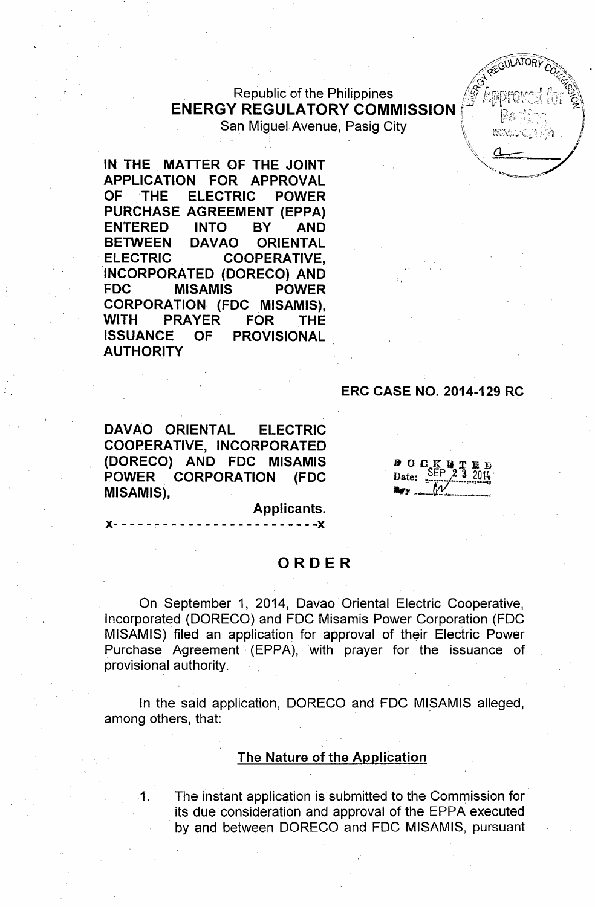Republic of the Philippines
**ENERGY REGULATORY COMMISSION**
San Miguel Avenue, Pasig City

**IN THE MATTER OF THE JOINT APPLICATION FOR APPROVAL OF THE ELECTRIC POWER PURCHASE AGREEMENT (EPPA) ENTERED INTO BY AND BETWEEN DAVAO ORIENTAL ELECTRIC COOPERATIVE, INCORPORATED (DORECO) AND FDC MISAMIS POWER CORPORATION (FDC MISAMIS), WITH PRAYER FOR THE ISSUANCE OF PROVISIONAL AUTHORITY**

**ERC CASE NO. 2014-129 RC**

**DAVAO ORIENTAL ELECTRIC COOPERATIVE, INCORPORATED (DORECO) AND FDC MISAMIS POWER CORPORATION (FDC MISAMIS),**

**Applicants.**

x- - - - - - - - - - - - - - - - - - - - - - - - -x

DOCKETED
Date: SEP 23 2014

# ORDER

On September 1, 2014, Davao Oriental Electric Cooperative, Incorporated (DORECO) and FDC Misamis Power Corporation (FDC MISAMIS) filed an application for approval of their Electric Power Purchase Agreement (EPPA), with prayer for the issuance of provisional authority.

In the said application, DORECO and FDC MISAMIS alleged, among others, that:

## The Nature of the Application

1. The instant application is submitted to the Commission for its due consideration and approval of the EPPA executed by and between DORECO and FDC MISAMIS, pursuant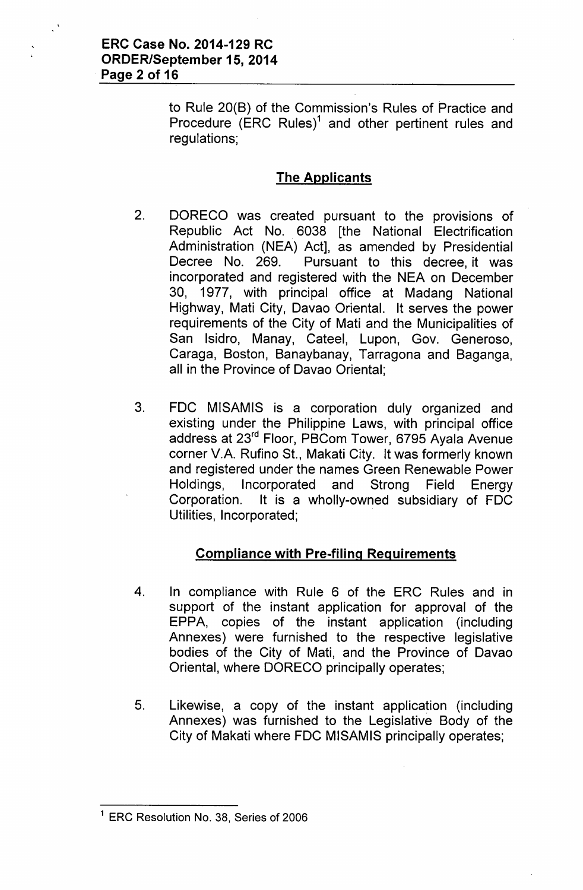to Rule 20(B) of the Commission's Rules of Practice and Procedure (ERC Rules)[1] and other pertinent rules and regulations;

## The Applicants

2. DORECO was created pursuant to the provisions of Republic Act No. 6038 [the National Electrification Administration (NEA) Act], as amended by Presidential Decree No. 269. Pursuant to this decree, it was incorporated and registered with the NEA on December 30, 1977, with principal office at Madang National Highway, Mati City, Davao Oriental. It serves the power requirements of the City of Mati and the Municipalities of San Isidro, Manay, Cateel, Lupon, Gov. Generoso, Caraga, Boston, Banaybanay, Tarragona and Baganga, all in the Province of Davao Oriental;

3. FDC MISAMIS is a corporation duly organized and existing under the Philippine Laws, with principal office address at 23rd Floor, PBCom Tower, 6795 Ayala Avenue corner V.A. Rufino St., Makati City. It was formerly known and registered under the names Green Renewable Power Holdings, Incorporated and Strong Field Energy Corporation. It is a wholly-owned subsidiary of FDC Utilities, Incorporated;

## Compliance with Pre-filing Requirements

4. In compliance with Rule 6 of the ERC Rules and in support of the instant application for approval of the EPPA, copies of the instant application (including Annexes) were furnished to the respective legislative bodies of the City of Mati, and the Province of Davao Oriental, where DORECO principally operates;

5. Likewise, a copy of the instant application (including Annexes) was furnished to the Legislative Body of the City of Makati where FDC MISAMIS principally operates;

---

[1] ERC Resolution No. 38, Series of 2006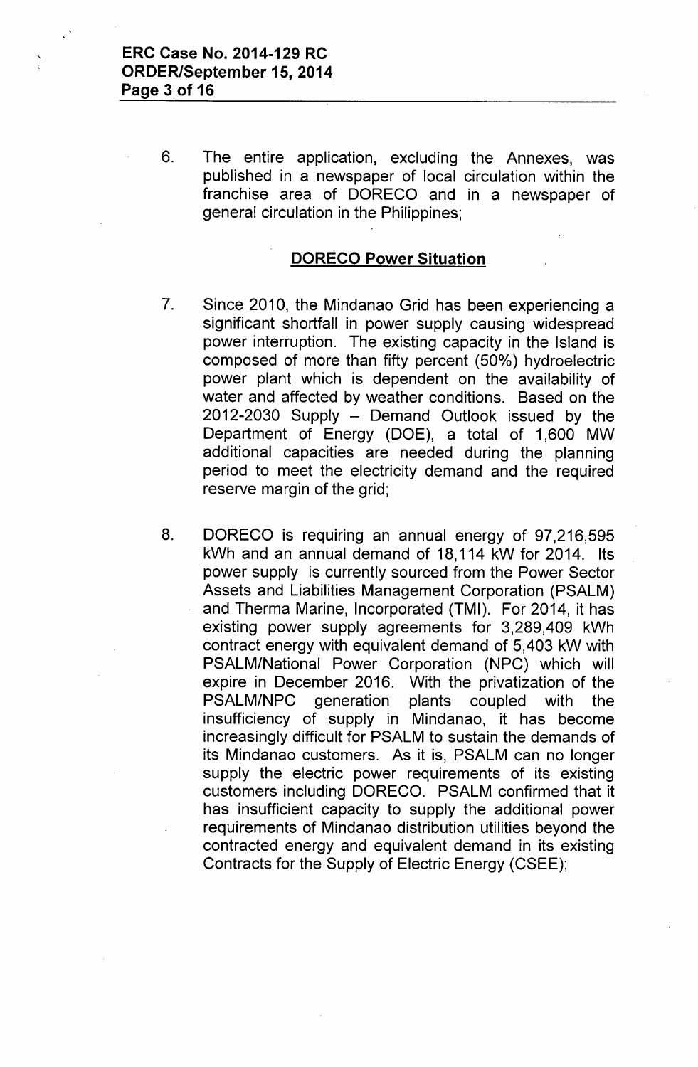6. The entire application, excluding the Annexes, was published in a newspaper of local circulation within the franchise area of DORECO and in a newspaper of general circulation in the Philippines;

## DORECO Power Situation

7. Since 2010, the Mindanao Grid has been experiencing a significant shortfall in power supply causing widespread power interruption. The existing capacity in the Island is composed of more than fifty percent (50%) hydroelectric power plant which is dependent on the availability of water and affected by weather conditions. Based on the 2012-2030 Supply – Demand Outlook issued by the Department of Energy (DOE), a total of 1,600 MW additional capacities are needed during the planning period to meet the electricity demand and the required reserve margin of the grid;

8. DORECO is requiring an annual energy of 97,216,595 kWh and an annual demand of 18,114 kW for 2014. Its power supply is currently sourced from the Power Sector Assets and Liabilities Management Corporation (PSALM) and Therma Marine, Incorporated (TMI). For 2014, it has existing power supply agreements for 3,289,409 kWh contract energy with equivalent demand of 5,403 kW with PSALM/National Power Corporation (NPC) which will expire in December 2016. With the privatization of the PSALM/NPC generation plants coupled with the insufficiency of supply in Mindanao, it has become increasingly difficult for PSALM to sustain the demands of its Mindanao customers. As it is, PSALM can no longer supply the electric power requirements of its existing customers including DORECO. PSALM confirmed that it has insufficient capacity to supply the additional power requirements of Mindanao distribution utilities beyond the contracted energy and equivalent demand in its existing Contracts for the Supply of Electric Energy (CSEE);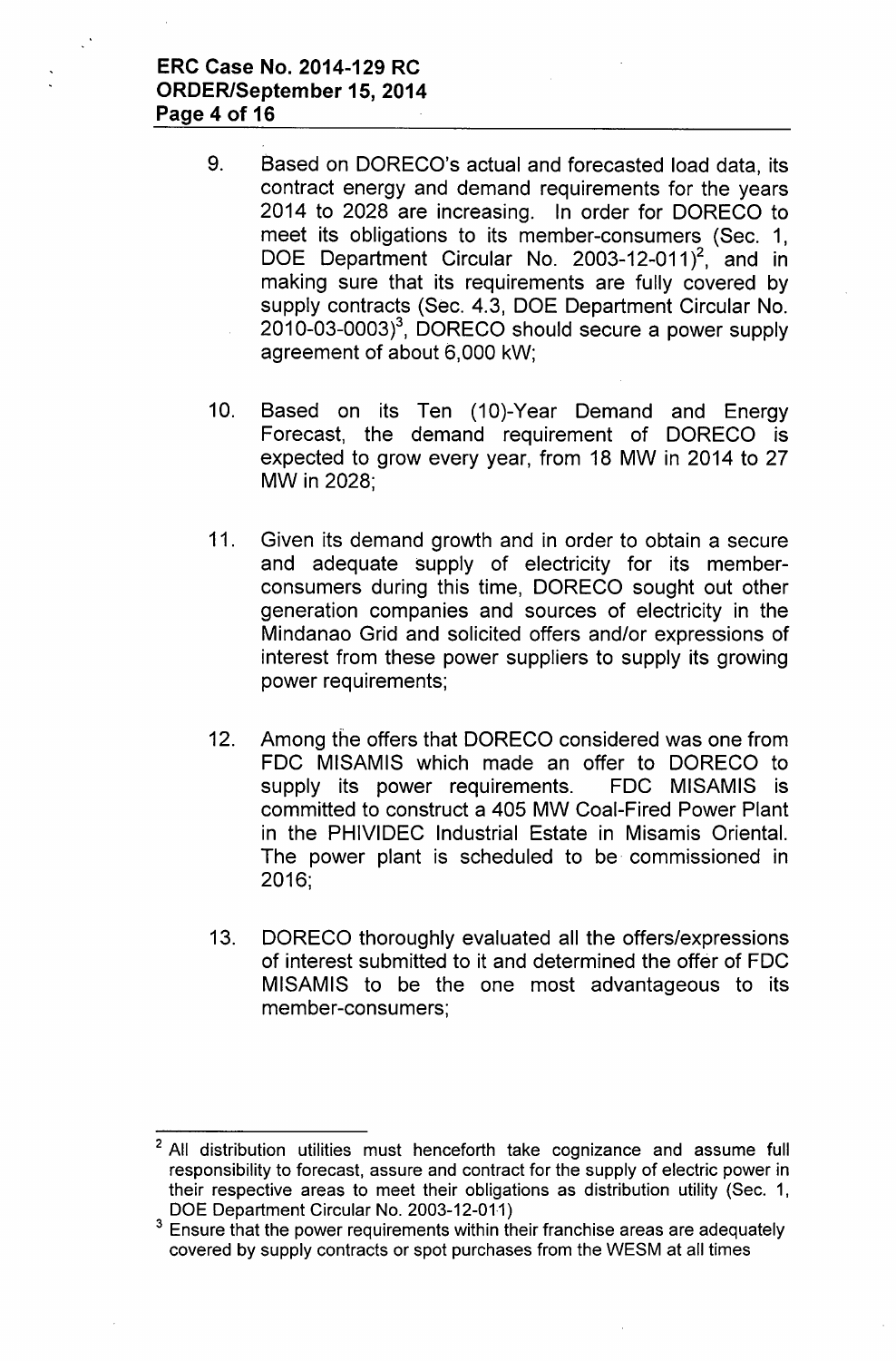9. Based on DORECO's actual and forecasted load data, its contract energy and demand requirements for the years 2014 to 2028 are increasing. In order for DORECO to meet its obligations to its member-consumers (Sec. 1, DOE Department Circular No. 2003-12-011)[2], and in making sure that its requirements are fully covered by supply contracts (Sec. 4.3, DOE Department Circular No. 2010-03-0003)[3], DORECO should secure a power supply agreement of about 6,000 kW;

10. Based on its Ten (10)-Year Demand and Energy Forecast, the demand requirement of DORECO is expected to grow every year, from 18 MW in 2014 to 27 MW in 2028;

11. Given its demand growth and in order to obtain a secure and adequate supply of electricity for its member-consumers during this time, DORECO sought out other generation companies and sources of electricity in the Mindanao Grid and solicited offers and/or expressions of interest from these power suppliers to supply its growing power requirements;

12. Among the offers that DORECO considered was one from FDC MISAMIS which made an offer to DORECO to supply its power requirements. FDC MISAMIS is committed to construct a 405 MW Coal-Fired Power Plant in the PHIVIDEC Industrial Estate in Misamis Oriental. The power plant is scheduled to be commissioned in 2016;

13. DORECO thoroughly evaluated all the offers/expressions of interest submitted to it and determined the offer of FDC MISAMIS to be the one most advantageous to its member-consumers;

---

[2] All distribution utilities must henceforth take cognizance and assume full responsibility to forecast, assure and contract for the supply of electric power in their respective areas to meet their obligations as distribution utility (Sec. 1, DOE Department Circular No. 2003-12-011)

[3] Ensure that the power requirements within their franchise areas are adequately covered by supply contracts or spot purchases from the WESM at all times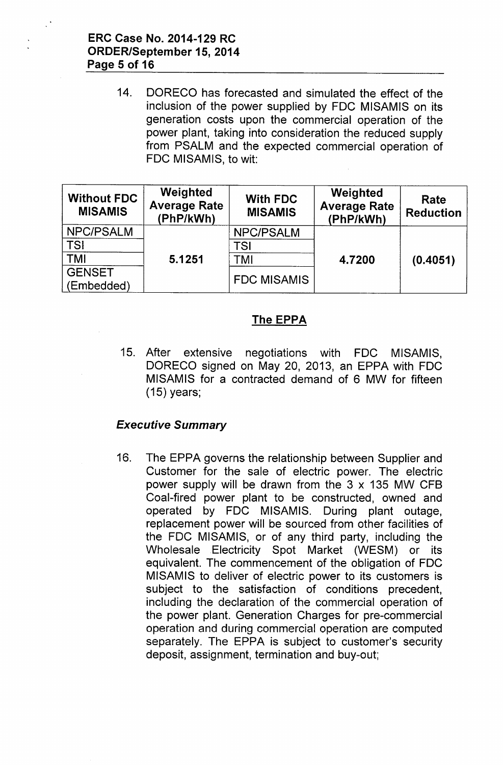14. DORECO has forecasted and simulated the effect of the inclusion of the power supplied by FDC MISAMIS on its generation costs upon the commercial operation of the power plant, taking into consideration the reduced supply from PSALM and the expected commercial operation of FDC MISAMIS, to wit:

| Without FDC MISAMIS | Weighted Average Rate (PhP/kWh) | With FDC MISAMIS | Weighted Average Rate (PhP/kWh) | Rate Reduction |
|---|---|---|---|---|
| NPC/PSALM | 5.1251 | NPC/PSALM | 4.7200 | (0.4051) |
| TSI | | TSI | | |
| TMI | | TMI | | |
| GENSET (Embedded) | | FDC MISAMIS | | |

## The EPPA

15. After extensive negotiations with FDC MISAMIS, DORECO signed on May 20, 2013, an EPPA with FDC MISAMIS for a contracted demand of 6 MW for fifteen (15) years;

### *Executive Summary*

16. The EPPA governs the relationship between Supplier and Customer for the sale of electric power. The electric power supply will be drawn from the 3 x 135 MW CFB Coal-fired power plant to be constructed, owned and operated by FDC MISAMIS. During plant outage, replacement power will be sourced from other facilities of the FDC MISAMIS, or of any third party, including the Wholesale Electricity Spot Market (WESM) or its equivalent. The commencement of the obligation of FDC MISAMIS to deliver of electric power to its customers is subject to the satisfaction of conditions precedent, including the declaration of the commercial operation of the power plant. Generation Charges for pre-commercial operation and during commercial operation are computed separately. The EPPA is subject to customer's security deposit, assignment, termination and buy-out;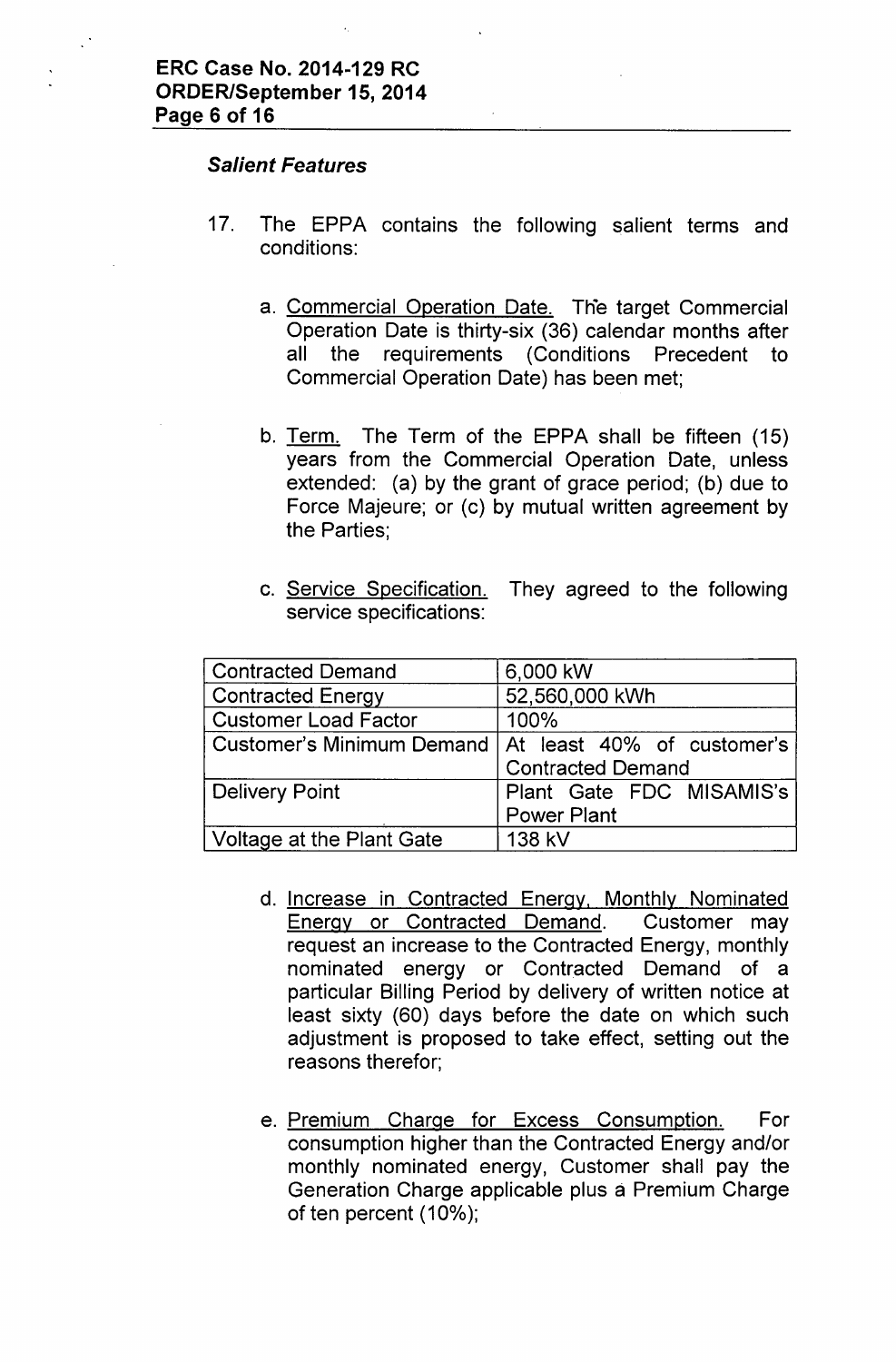### *Salient Features*

17. The EPPA contains the following salient terms and conditions:

    a. Commercial Operation Date. The target Commercial Operation Date is thirty-six (36) calendar months after all the requirements (Conditions Precedent to Commercial Operation Date) has been met;

    b. Term. The Term of the EPPA shall be fifteen (15) years from the Commercial Operation Date, unless extended: (a) by the grant of grace period; (b) due to Force Majeure; or (c) by mutual written agreement by the Parties;

    c. Service Specification. They agreed to the following service specifications:

| Contracted Demand | 6,000 kW |
|---|---|
| Contracted Energy | 52,560,000 kWh |
| Customer Load Factor | 100% |
| Customer's Minimum Demand | At least 40% of customer's Contracted Demand |
| Delivery Point | Plant Gate FDC MISAMIS's Power Plant |
| Voltage at the Plant Gate | 138 kV |

    d. Increase in Contracted Energy, Monthly Nominated Energy or Contracted Demand. Customer may request an increase to the Contracted Energy, monthly nominated energy or Contracted Demand of a particular Billing Period by delivery of written notice at least sixty (60) days before the date on which such adjustment is proposed to take effect, setting out the reasons therefor;

    e. Premium Charge for Excess Consumption. For consumption higher than the Contracted Energy and/or monthly nominated energy, Customer shall pay the Generation Charge applicable plus a Premium Charge of ten percent (10%);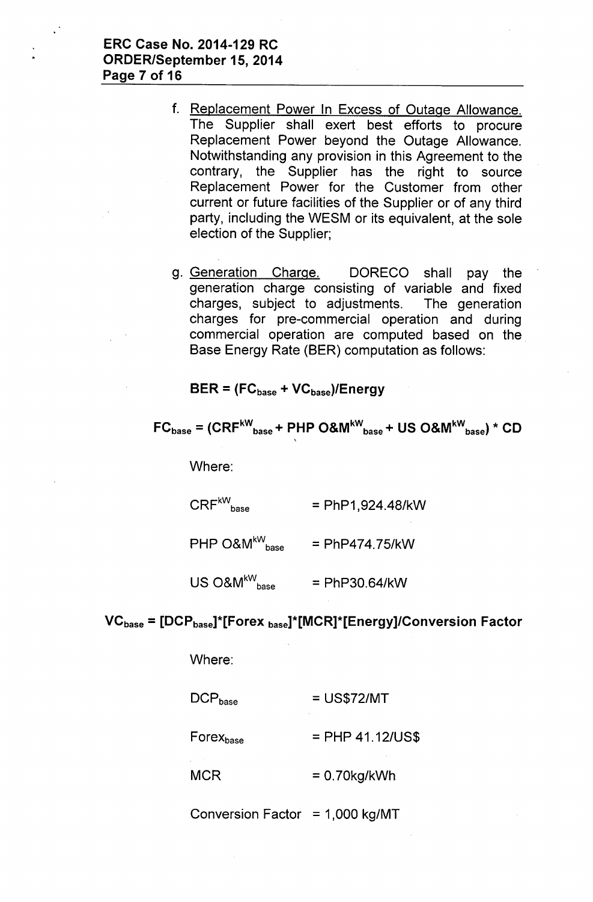f. Replacement Power In Excess of Outage Allowance. The Supplier shall exert best efforts to procure Replacement Power beyond the Outage Allowance. Notwithstanding any provision in this Agreement to the contrary, the Supplier has the right to source Replacement Power for the Customer from other current or future facilities of the Supplier or of any third party, including the WESM or its equivalent, at the sole election of the Supplier;

g. Generation Charge. DORECO shall pay the generation charge consisting of variable and fixed charges, subject to adjustments. The generation charges for pre-commercial operation and during commercial operation are computed based on the Base Energy Rate (BER) computation as follows:

$$\mathbf{BER = (FC_{base} + VC_{base})/Energy}$$

$$\mathbf{FC_{base} = (CRF^{kW}_{base} + PHP\ O\&M^{kW}_{base} + US\ O\&M^{kW}_{base}) * CD}$$

Where:

$CRF^{kW}_{base}$ = PhP1,924.48/kW

$PHP\ O\&M^{kW}_{base}$ = PhP474.75/kW

$US\ O\&M^{kW}_{base}$ = PhP30.64/kW

$$\mathbf{VC_{base} = [DCP_{base}]*[Forex_{base}]*[MCR]*[Energy]/Conversion\ Factor}$$

Where:

$DCP_{base}$ = US$72/MT

$Forex_{base}$ = PHP 41.12/US$

MCR = 0.70kg/kWh

Conversion Factor = 1,000 kg/MT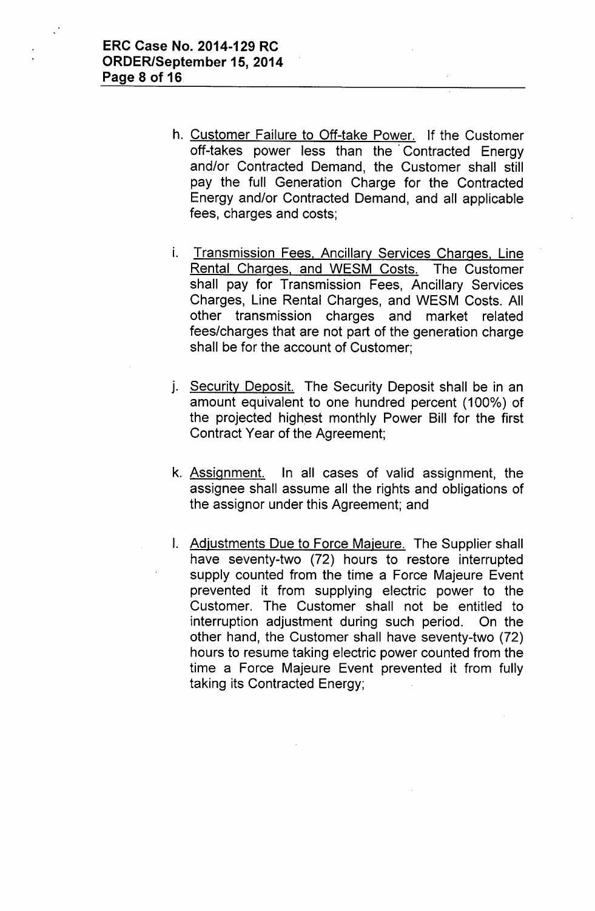h. <u>Customer Failure to Off-take Power.</u> If the Customer off-takes power less than the Contracted Energy and/or Contracted Demand, the Customer shall still pay the full Generation Charge for the Contracted Energy and/or Contracted Demand, and all applicable fees, charges and costs;

i. <u>Transmission Fees, Ancillary Services Charges, Line Rental Charges, and WESM Costs.</u> The Customer shall pay for Transmission Fees, Ancillary Services Charges, Line Rental Charges, and WESM Costs. All other transmission charges and market related fees/charges that are not part of the generation charge shall be for the account of Customer;

j. <u>Security Deposit.</u> The Security Deposit shall be in an amount equivalent to one hundred percent (100%) of the projected highest monthly Power Bill for the first Contract Year of the Agreement;

k. <u>Assignment.</u> In all cases of valid assignment, the assignee shall assume all the rights and obligations of the assignor under this Agreement; and

l. <u>Adjustments Due to Force Majeure.</u> The Supplier shall have seventy-two (72) hours to restore interrupted supply counted from the time a Force Majeure Event prevented it from supplying electric power to the Customer. The Customer shall not be entitled to interruption adjustment during such period. On the other hand, the Customer shall have seventy-two (72) hours to resume taking electric power counted from the time a Force Majeure Event prevented it from fully taking its Contracted Energy;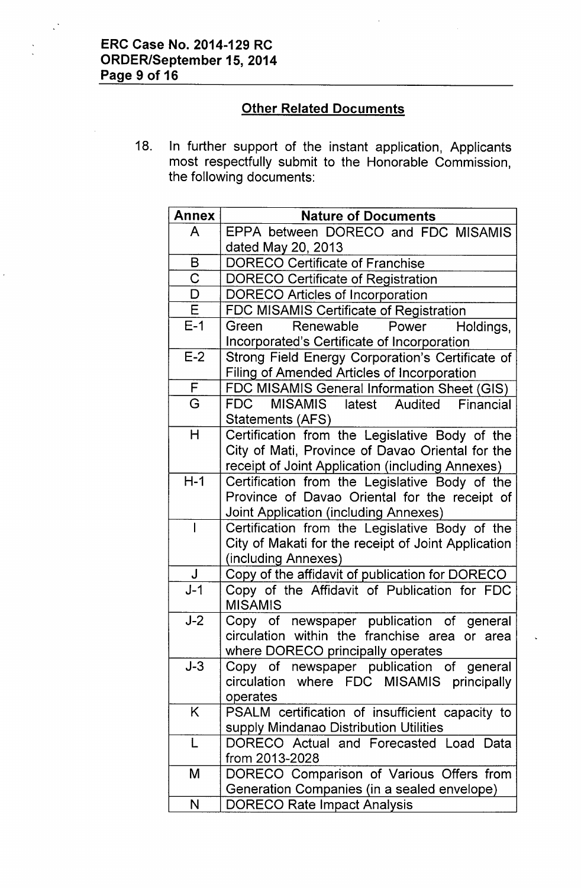## Other Related Documents

18. In further support of the instant application, Applicants most respectfully submit to the Honorable Commission, the following documents:

| Annex | Nature of Documents |
|---|---|
| A | EPPA between DORECO and FDC MISAMIS dated May 20, 2013 |
| B | DORECO Certificate of Franchise |
| C | DORECO Certificate of Registration |
| D | DORECO Articles of Incorporation |
| E | FDC MISAMIS Certificate of Registration |
| E-1 | Green Renewable Power Holdings, Incorporated's Certificate of Incorporation |
| E-2 | Strong Field Energy Corporation's Certificate of Filing of Amended Articles of Incorporation |
| F | FDC MISAMIS General Information Sheet (GIS) |
| G | FDC MISAMIS latest Audited Financial Statements (AFS) |
| H | Certification from the Legislative Body of the City of Mati, Province of Davao Oriental for the receipt of Joint Application (including Annexes) |
| H-1 | Certification from the Legislative Body of the Province of Davao Oriental for the receipt of Joint Application (including Annexes) |
| I | Certification from the Legislative Body of the City of Makati for the receipt of Joint Application (including Annexes) |
| J | Copy of the affidavit of publication for DORECO |
| J-1 | Copy of the Affidavit of Publication for FDC MISAMIS |
| J-2 | Copy of newspaper publication of general circulation within the franchise area or area where DORECO principally operates |
| J-3 | Copy of newspaper publication of general circulation where FDC MISAMIS principally operates |
| K | PSALM certification of insufficient capacity to supply Mindanao Distribution Utilities |
| L | DORECO Actual and Forecasted Load Data from 2013-2028 |
| M | DORECO Comparison of Various Offers from Generation Companies (in a sealed envelope) |
| N | DORECO Rate Impact Analysis |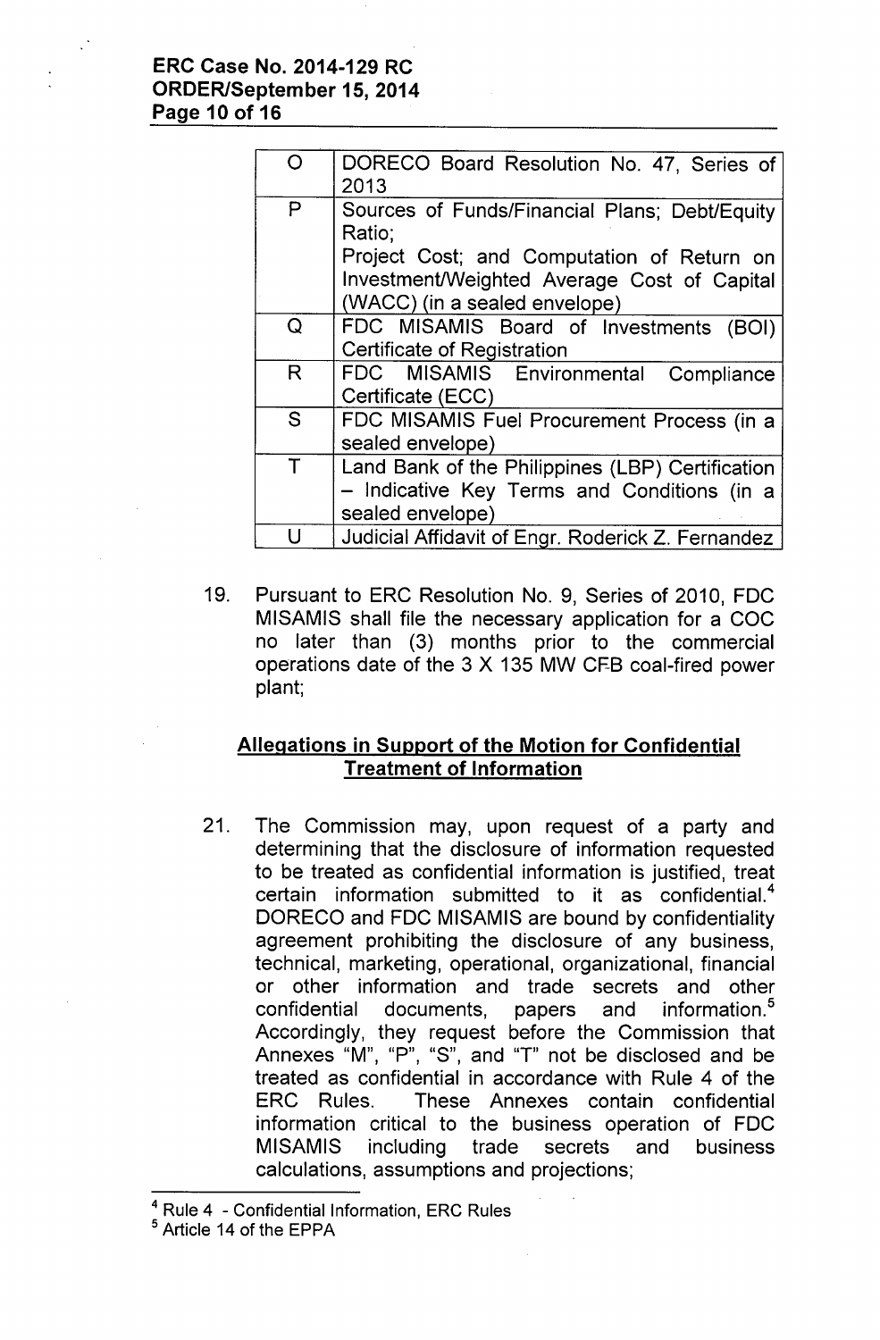| O | DORECO Board Resolution No. 47, Series of 2013 |
|---|---|
| P | Sources of Funds/Financial Plans; Debt/Equity Ratio;<br>Project Cost; and Computation of Return on Investment/Weighted Average Cost of Capital (WACC) (in a sealed envelope) |
| Q | FDC MISAMIS Board of Investments (BOI) Certificate of Registration |
| R | FDC MISAMIS Environmental Compliance Certificate (ECC) |
| S | FDC MISAMIS Fuel Procurement Process (in a sealed envelope) |
| T | Land Bank of the Philippines (LBP) Certification – Indicative Key Terms and Conditions (in a sealed envelope) |
| U | Judicial Affidavit of Engr. Roderick Z. Fernandez |

19. Pursuant to ERC Resolution No. 9, Series of 2010, FDC MISAMIS shall file the necessary application for a COC no later than (3) months prior to the commercial operations date of the 3 X 135 MW CFB coal-fired power plant;

## Allegations in Support of the Motion for Confidential Treatment of Information

21. The Commission may, upon request of a party and determining that the disclosure of information requested to be treated as confidential information is justified, treat certain information submitted to it as confidential.[4] DORECO and FDC MISAMIS are bound by confidentiality agreement prohibiting the disclosure of any business, technical, marketing, operational, organizational, financial or other information and trade secrets and other confidential documents, papers and information.[5] Accordingly, they request before the Commission that Annexes "M", "P", "S", and "T" not be disclosed and be treated as confidential in accordance with Rule 4 of the ERC Rules. These Annexes contain confidential information critical to the business operation of FDC MISAMIS including trade secrets and business calculations, assumptions and projections;

---

[4] Rule 4 - Confidential Information, ERC Rules

[5] Article 14 of the EPPA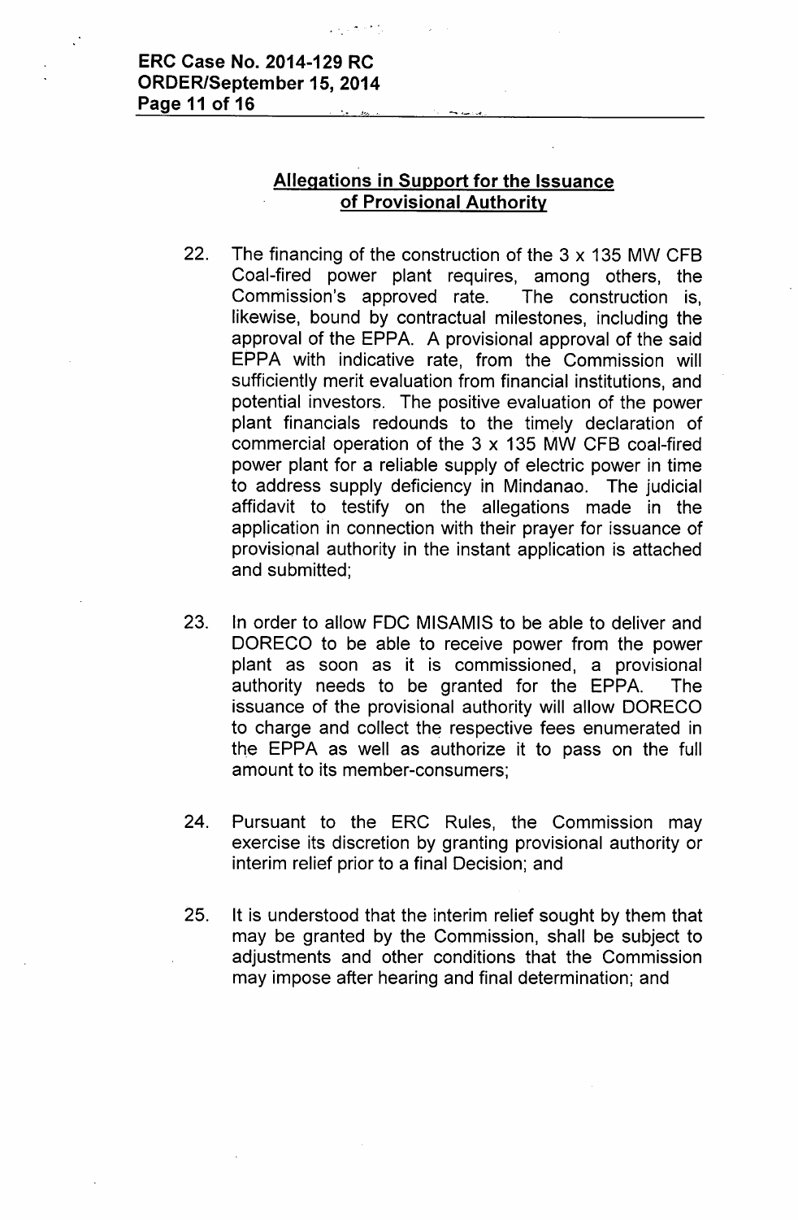## Allegations in Support for the Issuance of Provisional Authority

22. The financing of the construction of the 3 x 135 MW CFB Coal-fired power plant requires, among others, the Commission's approved rate. The construction is, likewise, bound by contractual milestones, including the approval of the EPPA. A provisional approval of the said EPPA with indicative rate, from the Commission will sufficiently merit evaluation from financial institutions, and potential investors. The positive evaluation of the power plant financials redounds to the timely declaration of commercial operation of the 3 x 135 MW CFB coal-fired power plant for a reliable supply of electric power in time to address supply deficiency in Mindanao. The judicial affidavit to testify on the allegations made in the application in connection with their prayer for issuance of provisional authority in the instant application is attached and submitted;

23. In order to allow FDC MISAMIS to be able to deliver and DORECO to be able to receive power from the power plant as soon as it is commissioned, a provisional authority needs to be granted for the EPPA. The issuance of the provisional authority will allow DORECO to charge and collect the respective fees enumerated in the EPPA as well as authorize it to pass on the full amount to its member-consumers;

24. Pursuant to the ERC Rules, the Commission may exercise its discretion by granting provisional authority or interim relief prior to a final Decision; and

25. It is understood that the interim relief sought by them that may be granted by the Commission, shall be subject to adjustments and other conditions that the Commission may impose after hearing and final determination; and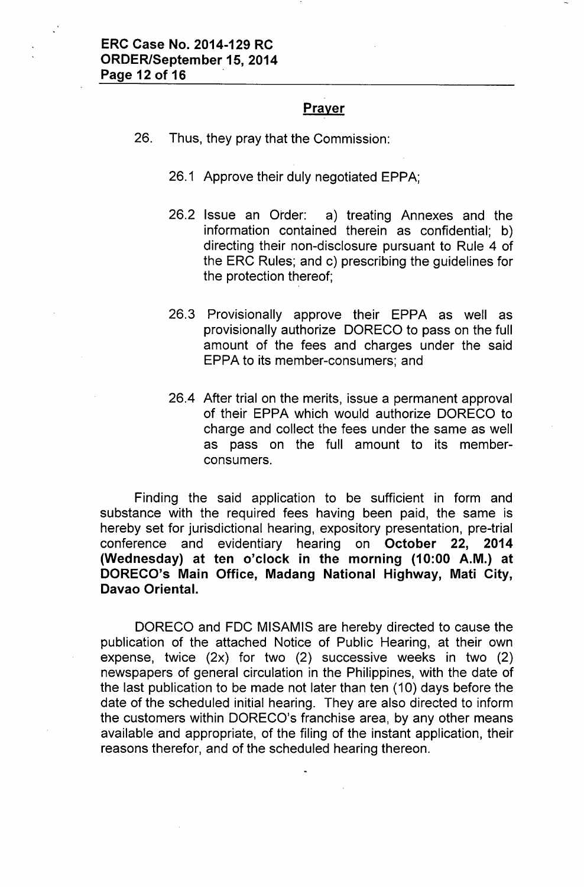## Prayer

26. Thus, they pray that the Commission:

    26.1 Approve their duly negotiated EPPA;

    26.2 Issue an Order: a) treating Annexes and the information contained therein as confidential; b) directing their non-disclosure pursuant to Rule 4 of the ERC Rules; and c) prescribing the guidelines for the protection thereof;

    26.3 Provisionally approve their EPPA as well as provisionally authorize DORECO to pass on the full amount of the fees and charges under the said EPPA to its member-consumers; and

    26.4 After trial on the merits, issue a permanent approval of their EPPA which would authorize DORECO to charge and collect the fees under the same as well as pass on the full amount to its member-consumers.

Finding the said application to be sufficient in form and substance with the required fees having been paid, the same is hereby set for jurisdictional hearing, expository presentation, pre-trial conference and evidentiary hearing on **October 22, 2014 (Wednesday) at ten o'clock in the morning (10:00 A.M.) at DORECO's Main Office, Madang National Highway, Mati City, Davao Oriental.**

DORECO and FDC MISAMIS are hereby directed to cause the publication of the attached Notice of Public Hearing, at their own expense, twice (2x) for two (2) successive weeks in two (2) newspapers of general circulation in the Philippines, with the date of the last publication to be made not later than ten (10) days before the date of the scheduled initial hearing. They are also directed to inform the customers within DORECO's franchise area, by any other means available and appropriate, of the filing of the instant application, their reasons therefor, and of the scheduled hearing thereon.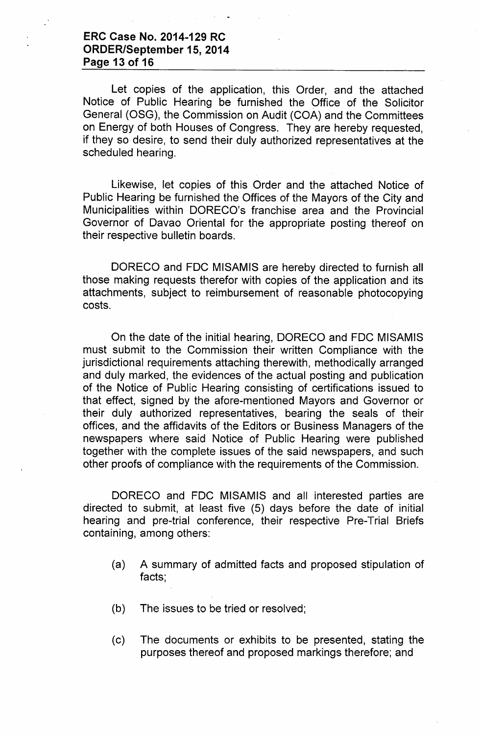Let copies of the application, this Order, and the attached Notice of Public Hearing be furnished the Office of the Solicitor General (OSG), the Commission on Audit (COA) and the Committees on Energy of both Houses of Congress. They are hereby requested, if they so desire, to send their duly authorized representatives at the scheduled hearing.

Likewise, let copies of this Order and the attached Notice of Public Hearing be furnished the Offices of the Mayors of the City and Municipalities within DORECO's franchise area and the Provincial Governor of Davao Oriental for the appropriate posting thereof on their respective bulletin boards.

DORECO and FDC MISAMIS are hereby directed to furnish all those making requests therefor with copies of the application and its attachments, subject to reimbursement of reasonable photocopying costs.

On the date of the initial hearing, DORECO and FDC MISAMIS must submit to the Commission their written Compliance with the jurisdictional requirements attaching therewith, methodically arranged and duly marked, the evidences of the actual posting and publication of the Notice of Public Hearing consisting of certifications issued to that effect, signed by the afore-mentioned Mayors and Governor or their duly authorized representatives, bearing the seals of their offices, and the affidavits of the Editors or Business Managers of the newspapers where said Notice of Public Hearing were published together with the complete issues of the said newspapers, and such other proofs of compliance with the requirements of the Commission.

DORECO and FDC MISAMIS and all interested parties are directed to submit, at least five (5) days before the date of initial hearing and pre-trial conference, their respective Pre-Trial Briefs containing, among others:

(a) A summary of admitted facts and proposed stipulation of facts;

(b) The issues to be tried or resolved;

(c) The documents or exhibits to be presented, stating the purposes thereof and proposed markings therefore; and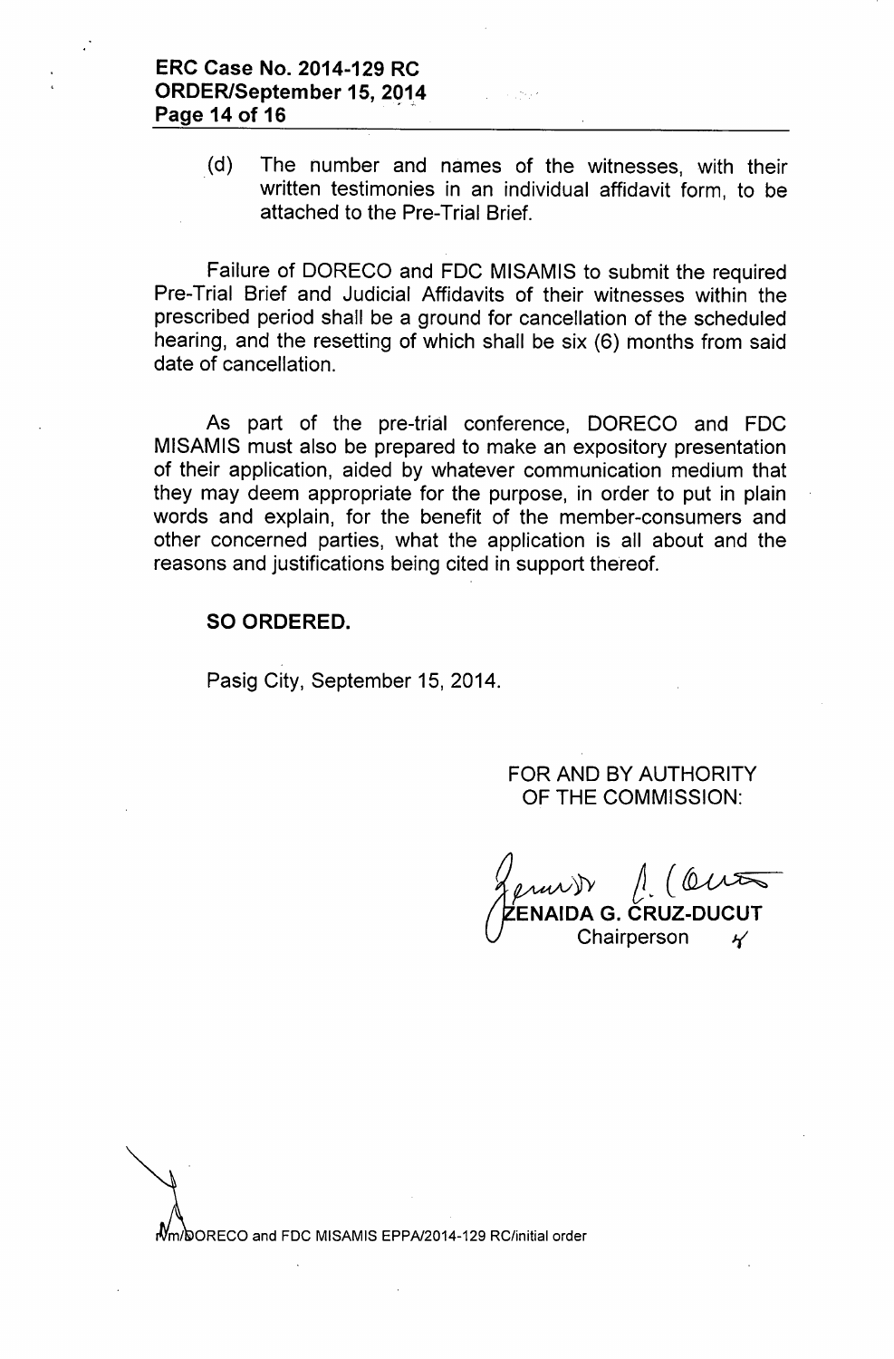(d) The number and names of the witnesses, with their written testimonies in an individual affidavit form, to be attached to the Pre-Trial Brief.

Failure of DORECO and FDC MISAMIS to submit the required Pre-Trial Brief and Judicial Affidavits of their witnesses within the prescribed period shall be a ground for cancellation of the scheduled hearing, and the resetting of which shall be six (6) months from said date of cancellation.

As part of the pre-trial conference, DORECO and FDC MISAMIS must also be prepared to make an expository presentation of their application, aided by whatever communication medium that they may deem appropriate for the purpose, in order to put in plain words and explain, for the benefit of the member-consumers and other concerned parties, what the application is all about and the reasons and justifications being cited in support thereof.

**SO ORDERED.**

Pasig City, September 15, 2014.

FOR AND BY AUTHORITY
OF THE COMMISSION:

**ZENAIDA G. CRUZ-DUCUT**
Chairperson

Nm/DORECO and FDC MISAMIS EPPA/2014-129 RC/initial order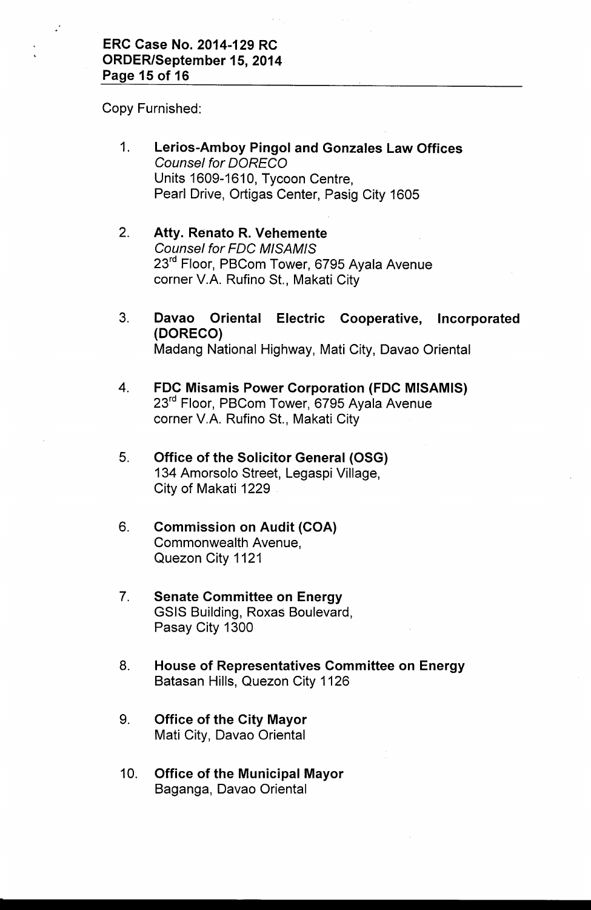Copy Furnished:

1. **Lerios-Amboy Pingol and Gonzales Law Offices**
   *Counsel for DORECO*
   Units 1609-1610, Tycoon Centre,
   Pearl Drive, Ortigas Center, Pasig City 1605

2. **Atty. Renato R. Vehemente**
   *Counsel for FDC MISAMIS*
   23rd Floor, PBCom Tower, 6795 Ayala Avenue
   corner V.A. Rufino St., Makati City

3. **Davao Oriental Electric Cooperative, Incorporated (DORECO)**
   Madang National Highway, Mati City, Davao Oriental

4. **FDC Misamis Power Corporation (FDC MISAMIS)**
   23rd Floor, PBCom Tower, 6795 Ayala Avenue
   corner V.A. Rufino St., Makati City

5. **Office of the Solicitor General (OSG)**
   134 Amorsolo Street, Legaspi Village,
   City of Makati 1229

6. **Commission on Audit (COA)**
   Commonwealth Avenue,
   Quezon City 1121

7. **Senate Committee on Energy**
   GSIS Building, Roxas Boulevard,
   Pasay City 1300

8. **House of Representatives Committee on Energy**
   Batasan Hills, Quezon City 1126

9. **Office of the City Mayor**
   Mati City, Davao Oriental

10. **Office of the Municipal Mayor**
    Baganga, Davao Oriental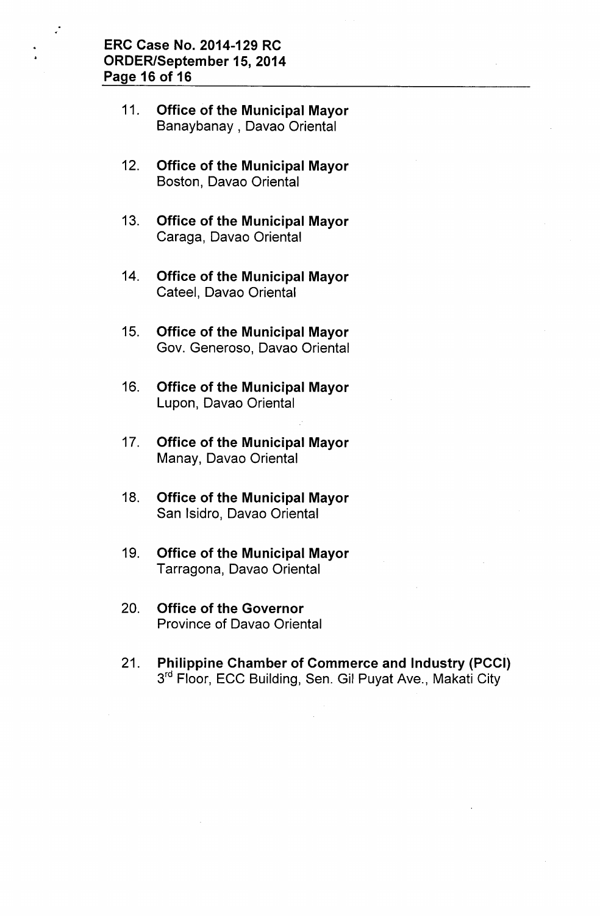11. **Office of the Municipal Mayor**
    Banaybanay , Davao Oriental

12. **Office of the Municipal Mayor**
    Boston, Davao Oriental

13. **Office of the Municipal Mayor**
    Caraga, Davao Oriental

14. **Office of the Municipal Mayor**
    Cateel, Davao Oriental

15. **Office of the Municipal Mayor**
    Gov. Generoso, Davao Oriental

16. **Office of the Municipal Mayor**
    Lupon, Davao Oriental

17. **Office of the Municipal Mayor**
    Manay, Davao Oriental

18. **Office of the Municipal Mayor**
    San Isidro, Davao Oriental

19. **Office of the Municipal Mayor**
    Tarragona, Davao Oriental

20. **Office of the Governor**
    Province of Davao Oriental

21. **Philippine Chamber of Commerce and Industry (PCCI)**
    3rd Floor, ECC Building, Sen. Gil Puyat Ave., Makati City